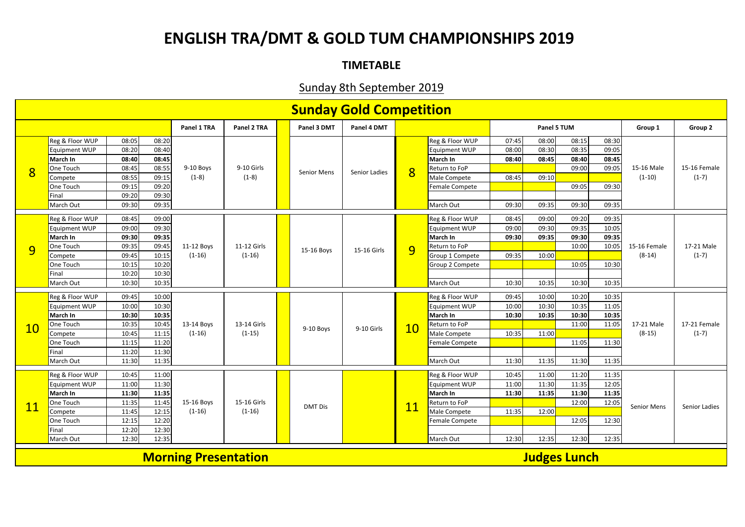# ENGLISH TRA/DMT & GOLD TUM CHAMPIONSHIPS 2019

## TIMETABLE

### Sunday 8th September 2019

## Sunday Gold Competition

| | | | | Panel 1 TRA | Panel 2 TRA | Panel 3 DMT | Panel 4 DMT | | | Panel 5 TUM | | | | Group 1 | Group 2 |
|---|---|---|---|---|---|---|---|---|---|---|---|---|---|---|---|
| 8 | Reg & Floor WUP | 08:05 | 08:20 | 9-10 Boys (1-8) | 9-10 Girls (1-8) | Senior Mens | Senior Ladies | 8 | Reg & Floor WUP | 07:45 | 08:00 | 08:15 | 08:30 | 15-16 Male (1-10) | 15-16 Female (1-7) |
| | Equipment WUP | 08:20 | 08:40 | | | | | | Equipment WUP | 08:00 | 08:30 | 08:35 | 09:05 | | |
| | **March In** | **08:40** | **08:45** | | | | | | **March In** | **08:40** | **08:45** | **08:40** | **08:45** | | |
| | One Touch | 08:45 | 08:55 | | | | | | Return to FoP | | | 09:00 | 09:05 | | |
| | Compete | 08:55 | 09:15 | | | | | | Male Compete | 08:45 | 09:10 | | | | |
| | One Touch | 09:15 | 09:20 | | | | | | Female Compete | | | 09:05 | 09:30 | | |
| | Final | 09:20 | 09:30 | | | | | | | | | | | | |
| | March Out | 09:30 | 09:35 | | | | | | March Out | 09:30 | 09:35 | 09:30 | 09:35 | | |
| 9 | Reg & Floor WUP | 08:45 | 09:00 | 11-12 Boys (1-16) | 11-12 Girls (1-16) | 15-16 Boys | 15-16 Girls | 9 | Reg & Floor WUP | 08:45 | 09:00 | 09:20 | 09:35 | 15-16 Female (8-14) | 17-21 Male (1-7) |
| | Equipment WUP | 09:00 | 09:30 | | | | | | Equipment WUP | 09:00 | 09:30 | 09:35 | 10:05 | | |
| | **March In** | **09:30** | **09:35** | | | | | | **March In** | **09:30** | **09:35** | **09:30** | **09:35** | | |
| | One Touch | 09:35 | 09:45 | | | | | | Return to FoP | | | 10:00 | 10:05 | | |
| | Compete | 09:45 | 10:15 | | | | | | Group 1 Compete | 09:35 | 10:00 | | | | |
| | One Touch | 10:15 | 10:20 | | | | | | Group 2 Compete | | | 10:05 | 10:30 | | |
| | Final | 10:20 | 10:30 | | | | | | | | | | | | |
| | March Out | 10:30 | 10:35 | | | | | | March Out | 10:30 | 10:35 | 10:30 | 10:35 | | |
| 10 | Reg & Floor WUP | 09:45 | 10:00 | 13-14 Boys (1-16) | 13-14 Girls (1-15) | 9-10 Boys | 9-10 Girls | 10 | Reg & Floor WUP | 09:45 | 10:00 | 10:20 | 10:35 | 17-21 Male (8-15) | 17-21 Female (1-7) |
| | Equipment WUP | 10:00 | 10:30 | | | | | | Equipment WUP | 10:00 | 10:30 | 10:35 | 11:05 | | |
| | **March In** | **10:30** | **10:35** | | | | | | **March In** | **10:30** | **10:35** | **10:30** | **10:35** | | |
| | One Touch | 10:35 | 10:45 | | | | | | Return to FoP | | | 11:00 | 11:05 | | |
| | Compete | 10:45 | 11:15 | | | | | | Male Compete | 10:35 | 11:00 | | | | |
| | One Touch | 11:15 | 11:20 | | | | | | Female Compete | | | 11:05 | 11:30 | | |
| | Final | 11:20 | 11:30 | | | | | | | | | | | | |
| | March Out | 11:30 | 11:35 | | | | | | March Out | 11:30 | 11:35 | 11:30 | 11:35 | | |
| 11 | Reg & Floor WUP | 10:45 | 11:00 | 15-16 Boys (1-16) | 15-16 Girls (1-16) | DMT Dis | | 11 | Reg & Floor WUP | 10:45 | 11:00 | 11:20 | 11:35 | Senior Mens | Senior Ladies |
| | Equipment WUP | 11:00 | 11:30 | | | | | | Equipment WUP | 11:00 | 11:30 | 11:35 | 12:05 | | |
| | **March In** | **11:30** | **11:35** | | | | | | **March In** | **11:30** | **11:35** | **11:30** | **11:35** | | |
| | One Touch | 11:35 | 11:45 | | | | | | Return to FoP | | | 12:00 | 12:05 | | |
| | Compete | 11:45 | 12:15 | | | | | | Male Compete | 11:35 | 12:00 | | | | |
| | One Touch | 12:15 | 12:20 | | | | | | Female Compete | | | 12:05 | 12:30 | | |
| | Final | 12:20 | 12:30 | | | | | | | | | | | | |
| | March Out | 12:30 | 12:35 | | | | | | March Out | 12:30 | 12:35 | 12:30 | 12:35 | | |

**Morning Presentation** | **Judges Lunch**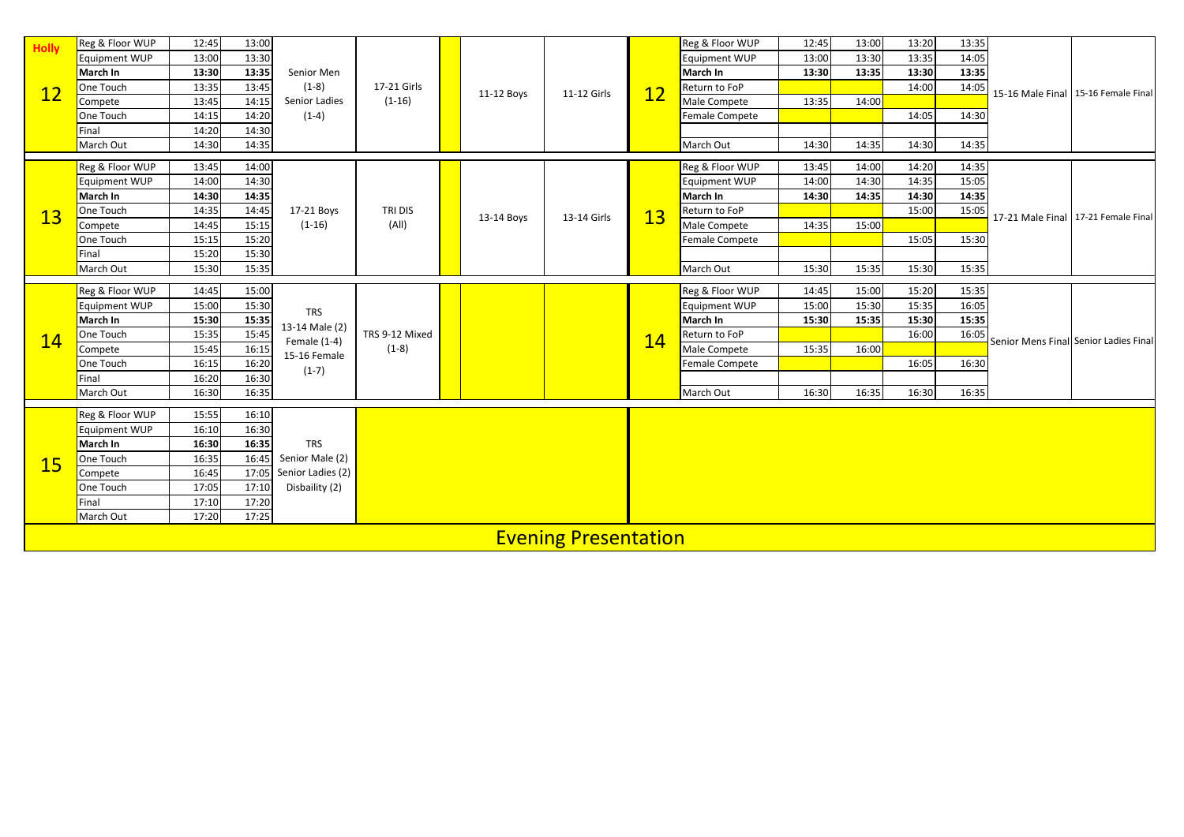| | | | | | | | | | | | | | | | |
|---|---|---|---|---|---|---|---|---|---|---|---|---|---|---|---|
| **Holly** | Reg & Floor WUP | 12:45 | 13:00 | | | | | | Reg & Floor WUP | 12:45 | 13:00 | 13:20 | 13:35 | | |
| | Equipment WUP | 13:00 | 13:30 | | | | | | Equipment WUP | 13:00 | 13:30 | 13:35 | 14:05 | | |
| | **March In** | **13:30** | **13:35** | Senior Men | | | | | **March In** | **13:30** | **13:35** | **13:30** | **13:35** | | |
| **12** | One Touch | 13:35 | 13:45 | (1-8) | 17-21 Girls | 11-12 Boys | 11-12 Girls | **12** | Return to FoP | | | 14:00 | 14:05 | 15-16 Male Final | 15-16 Female Final |
| | Compete | 13:45 | 14:15 | Senior Ladies | (1-16) | | | | Male Compete | 13:35 | 14:00 | | | | |
| | One Touch | 14:15 | 14:20 | (1-4) | | | | | Female Compete | | | 14:05 | 14:30 | | |
| | Final | 14:20 | 14:30 | | | | | | | | | | | | |
| | March Out | 14:30 | 14:35 | | | | | | March Out | 14:30 | 14:35 | 14:30 | 14:35 | | |
| | Reg & Floor WUP | 13:45 | 14:00 | | | | | | Reg & Floor WUP | 13:45 | 14:00 | 14:20 | 14:35 | | |
| | Equipment WUP | 14:00 | 14:30 | | | | | | Equipment WUP | 14:00 | 14:30 | 14:35 | 15:05 | | |
| | **March In** | **14:30** | **14:35** | | | | | | **March In** | **14:30** | **14:35** | **14:30** | **14:35** | | |
| **13** | One Touch | 14:35 | 14:45 | 17-21 Boys | TRI DIS | 13-14 Boys | 13-14 Girls | **13** | Return to FoP | | | 15:00 | 15:05 | 17-21 Male Final | 17-21 Female Final |
| | Compete | 14:45 | 15:15 | (1-16) | (All) | | | | Male Compete | 14:35 | 15:00 | | | | |
| | One Touch | 15:15 | 15:20 | | | | | | Female Compete | | | 15:05 | 15:30 | | |
| | Final | 15:20 | 15:30 | | | | | | | | | | | | |
| | March Out | 15:30 | 15:35 | | | | | | March Out | 15:30 | 15:35 | 15:30 | 15:35 | | |
| | Reg & Floor WUP | 14:45 | 15:00 | | | | | | Reg & Floor WUP | 14:45 | 15:00 | 15:20 | 15:35 | | |
| | Equipment WUP | 15:00 | 15:30 | TRS | | | | | Equipment WUP | 15:00 | 15:30 | 15:35 | 16:05 | | |
| | **March In** | **15:30** | **15:35** | 13-14 Male (2) | | | | | **March In** | **15:30** | **15:35** | **15:30** | **15:35** | | |
| **14** | One Touch | 15:35 | 15:45 | Female (1-4) | TRS 9-12 Mixed | | | **14** | Return to FoP | | | 16:00 | 16:05 | Senior Mens Final | Senior Ladies Final |
| | Compete | 15:45 | 16:15 | 15-16 Female | (1-8) | | | | Male Compete | 15:35 | 16:00 | | | | |
| | One Touch | 16:15 | 16:20 | (1-7) | | | | | Female Compete | | | 16:05 | 16:30 | | |
| | Final | 16:20 | 16:30 | | | | | | | | | | | | |
| | March Out | 16:30 | 16:35 | | | | | | March Out | 16:30 | 16:35 | 16:30 | 16:35 | | |
| | Reg & Floor WUP | 15:55 | 16:10 | | | | | | | | | | | | |
| | Equipment WUP | 16:10 | 16:30 | | | | | | | | | | | | |
| | **March In** | **16:30** | **16:35** | TRS | | | | | | | | | | | |
| **15** | One Touch | 16:35 | 16:45 | Senior Male (2) | | | | | | | | | | | |
| | Compete | 16:45 | 17:05 | Senior Ladies (2) | | | | | | | | | | | |
| | One Touch | 17:05 | 17:10 | Disbaility (2) | | | | | | | | | | | |
| | Final | 17:10 | 17:20 | | | | | | | | | | | | |
| | March Out | 17:20 | 17:25 | | | | | | | | | | | | |

## Evening Presentation